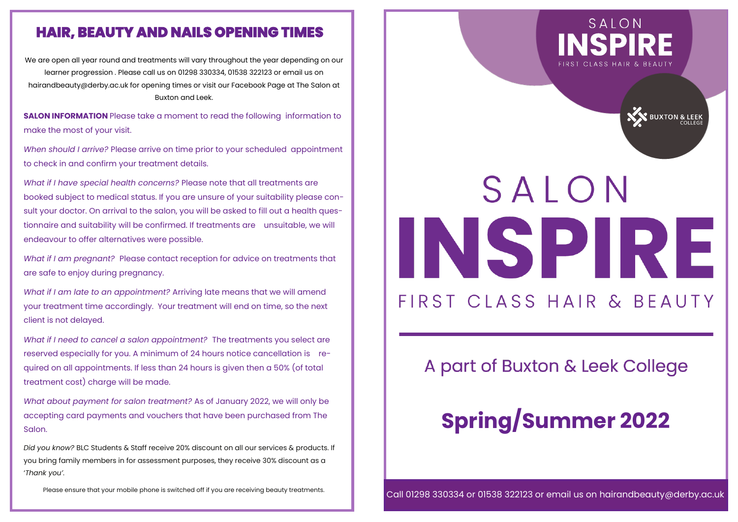## HAIR, BEAUTY AND NAILS OPENING TIMES

We are open all year round and treatments will vary throughout the year depending on our learner progression . Please call us on 01298 330334, 01538 322123 or email us on hairandbeauty@derby.ac.uk for opening times or visit our Facebook Page at The Salon at Buxton and Leek.

**SALON INFORMATION** Please take a moment to read the following information to make the most of your visit.

*When should I arrive?* Please arrive on time prior to your scheduled appointment to check in and confirm your treatment details.

*What if I have special health concerns?* Please note that all treatments are booked subject to medical status. If you are unsure of your suitability please consult your doctor. On arrival to the salon, you will be asked to fill out a health questionnaire and suitability will be confirmed. If treatments are unsuitable, we will endeavour to offer alternatives were possible.

*What if I am pregnant?* Please contact reception for advice on treatments that are safe to enjoy during pregnancy.

*What if I am late to an appointment?* Arriving late means that we will amend your treatment time accordingly. Your treatment will end on time, so the next client is not delayed.

*What if I need to cancel a salon appointment?* The treatments you select are reserved especially for you. A minimum of 24 hours notice cancellation is required on all appointments. If less than 24 hours is given then a 50% (of total treatment cost) charge will be made.

*What about payment for salon treatment?* As of January 2022, we will only be accepting card payments and vouchers that have been purchased from The Salon.

*Did you know?* BLC Students & Staff receive 20% discount on all our services & products. If you bring family members in for assessment purposes, they receive 30% discount as a '*Thank you*'.

Please ensure that your mobile phone is switched off if you are receiving beauty treatments.

SALON **INSPIRE** FIRST CLASS HAIR & BEAUTY

BUXTON & LEEK COLLEGE

# SALON INSPIRE

FIRST CLASS HAIR & BEAUTY

## A part of Buxton & Leek College

# Spring/Summer 2022

Call 01298 330334 or 01538 322123 or email us on hairandbeauty@derby.ac.uk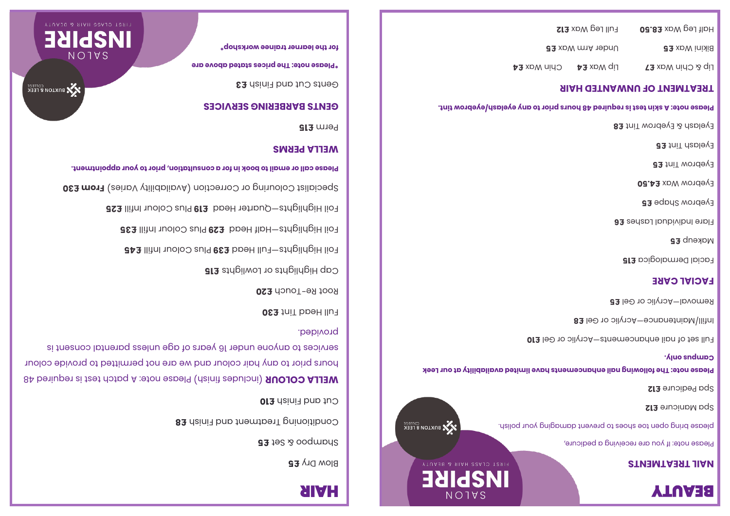# HAIR

Blow Dry **£5**

Shampoo & Set **£5**

Conditioning Treatment and Finish **£8**

Cut and Finish **£10**

## WELLA COLOUR (includes finish)

Please note: A patch test is required 48 hours prior to any hair colour and we are not permitted to provide colour services to anyone under 16 years of age unless parental consent is provided.

Full Head Tint **£30**

Root Re-Touch **£20**

Cap Highlights or Lowlights **£15**

Foil Highlights—Full Head **£39** Plus Colour Infill **£45**

Foil Highlights—Half Head **£29** Plus Colour Infill **£35**

Foil Highlights—Quarter Head **£19** Plus Colour Infill **£25**

Specialist Colouring or Correction (Availability Varies) **From £30**

**Please call or email to book in for a consultation, prior to your appointment.**

## WELLA PERMS

Perm **£15**

## GENTS BARBERING SERVICES

Gents Cut and Finish **£3**

***Please note: The prices stated above are for the learner trainee workshop.**

SALON INSPIRE — FIRST CLASS HAIR & BEAUTY

BUXTON & LEEK COLLEGE

# BEAUTY

## NAIL TREATMENTS

Please note: If you are receiving a pedicure, please bring open toe shoes to prevent damaging your polish.

Spa Manicure **£12**

Spa Pedicure **£12**

**Please note: The following nail enhancements have limited availability at our Leek Campus only.**

Full set of nail enhancements—Acrylic or Gel **£10**

Infill/Maintenance—Acrylic or Gel **£8**

Removal—Acrylic or Gel **£5**

## FACIAL CARE

Facial Dermalogica **£15**

Makeup **£5**

Flare Individual Lashes **£6**

Eyebrow Shape **£5**

Eyebrow Wax **£4.50**

Eyebrow Tint **£5**

Eyelash Tint **£5**

Eyelash & Eyebrow Tint **£8**

**Please note: A skin test is required 48 hours prior to any eyelash/eyebrow tint.**

## TREATMENT OF UNWANTED HAIR

Lip & Chin Wax **£7** | Lip Wax **£4** | Chin Wax **£4**

Bikini Wax **£5** | Under Arm Wax **£5**

Half Leg Wax **£8.50** | Full Leg Wax **£12**

SALON INSPIRE — FIRST CLASS HAIR & BEAUTY

BUXTON & LEEK COLLEGE